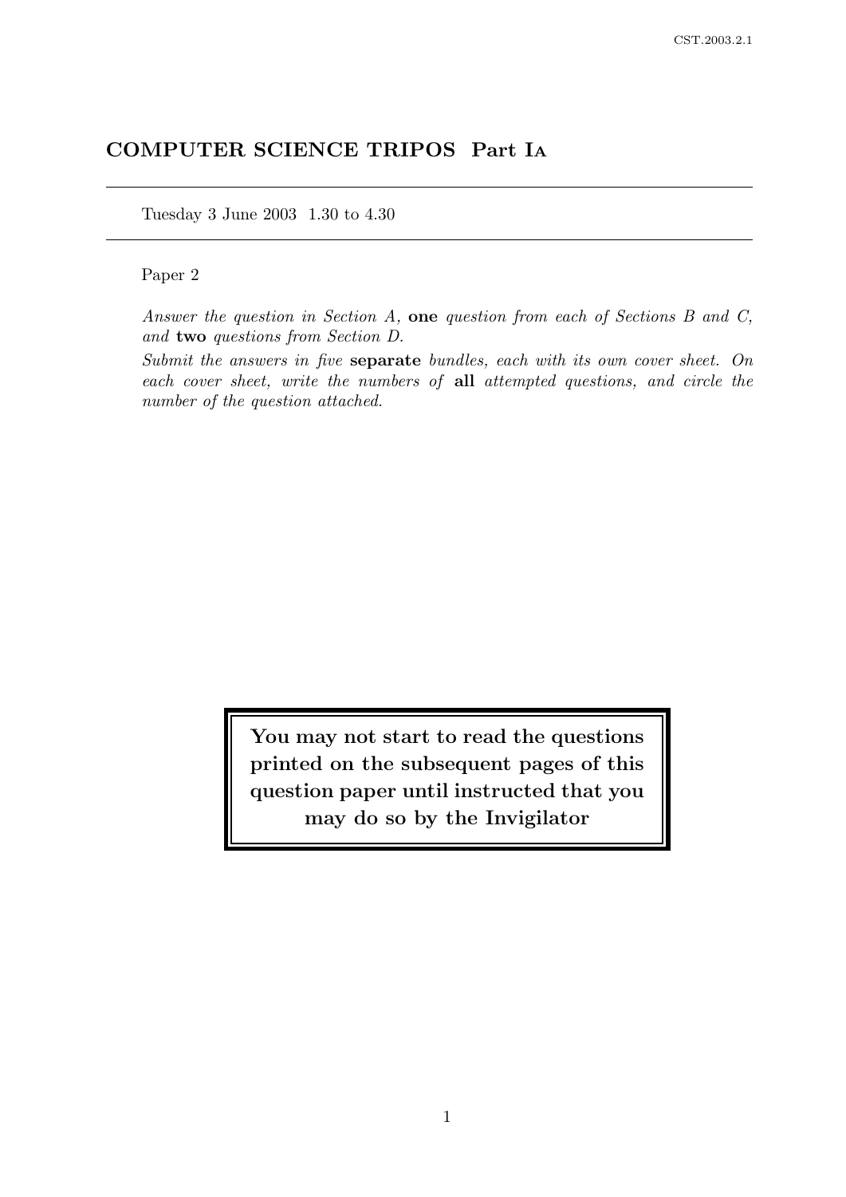# COMPUTER SCIENCE TRIPOS Part IA

Tuesday 3 June 2003 1.30 to 4.30

Paper 2

*Answer the question in Section A,* **one** *question from each of Sections B and C, and* **two** *questions from Section D.*

*Submit the answers in five* **separate** *bundles, each with its own cover sheet. On each cover sheet, write the numbers of* **all** *attempted questions, and circle the number of the question attached.*

**You may not start to read the questions printed on the subsequent pages of this question paper until instructed that you may do so by the Invigilator**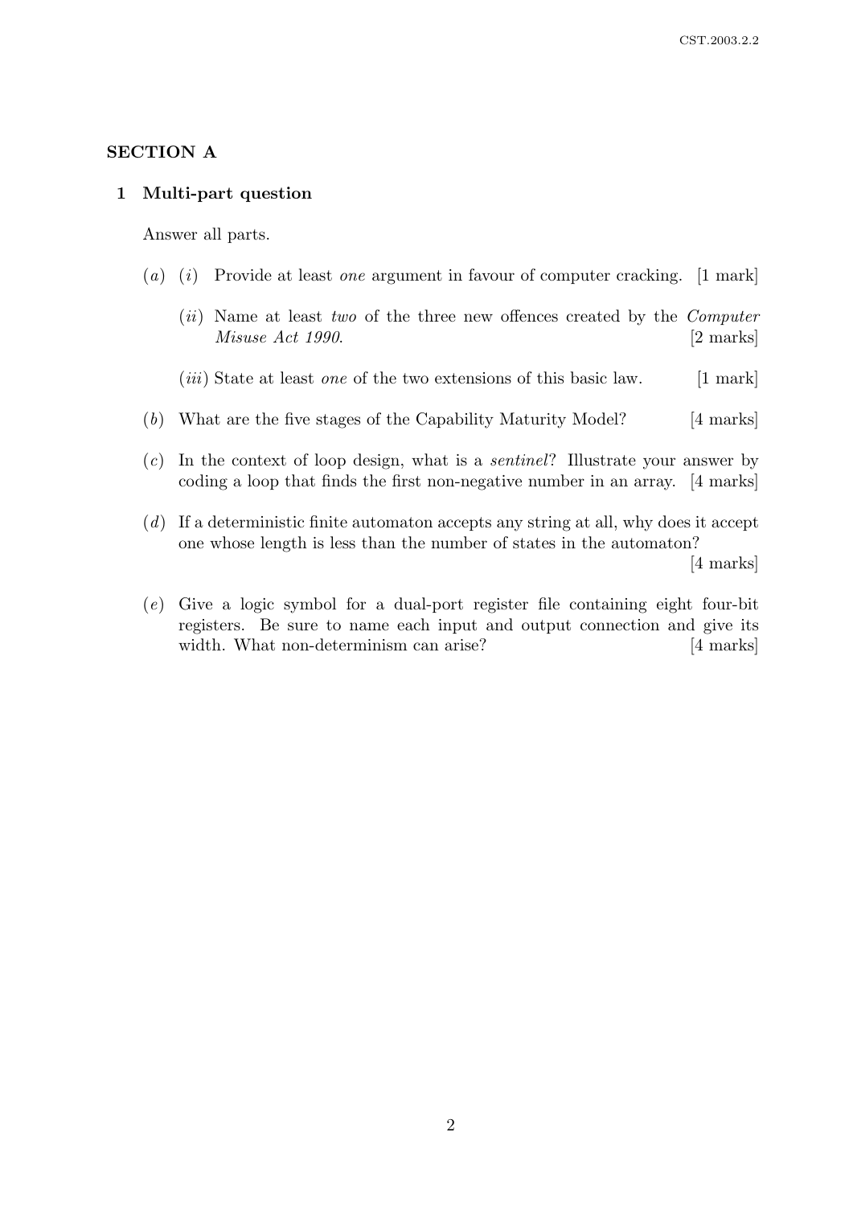## SECTION A

### 1 Multi-part question

Answer all parts.

(*a*) (*i*) Provide at least *one* argument in favour of computer cracking. [1 mark]

(*ii*) Name at least *two* of the three new offences created by the *Computer Misuse Act 1990*. [2 marks]

(*iii*) State at least *one* of the two extensions of this basic law. [1 mark]

(*b*) What are the five stages of the Capability Maturity Model? [4 marks]

(*c*) In the context of loop design, what is a *sentinel*? Illustrate your answer by coding a loop that finds the first non-negative number in an array. [4 marks]

(*d*) If a deterministic finite automaton accepts any string at all, why does it accept one whose length is less than the number of states in the automaton? [4 marks]

(*e*) Give a logic symbol for a dual-port register file containing eight four-bit registers. Be sure to name each input and output connection and give its width. What non-determinism can arise? [4 marks]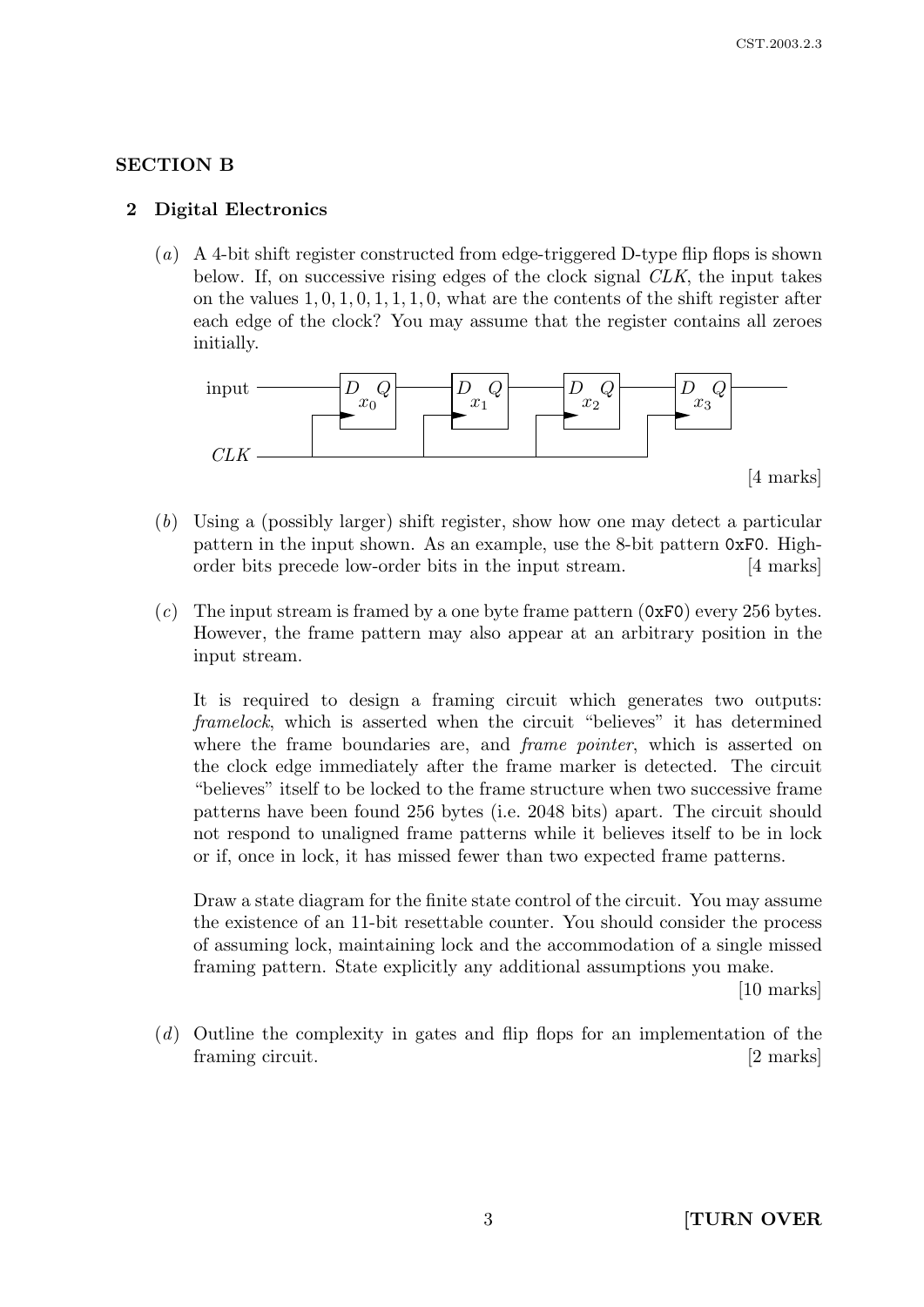## SECTION B

### 2 Digital Electronics

(*a*) A 4-bit shift register constructed from edge-triggered D-type flip flops is shown below. If, on successive rising edges of the clock signal *CLK*, the input takes on the values 1, 0, 1, 0, 1, 1, 1, 0, what are the contents of the shift register after each edge of the clock? You may assume that the register contains all zeroes initially.

[4 marks]

(*b*) Using a (possibly larger) shift register, show how one may detect a particular pattern in the input shown. As an example, use the 8-bit pattern `0xF0`. High-order bits precede low-order bits in the input stream. [4 marks]

(*c*) The input stream is framed by a one byte frame pattern (`0xF0`) every 256 bytes. However, the frame pattern may also appear at an arbitrary position in the input stream.

It is required to design a framing circuit which generates two outputs: *framelock*, which is asserted when the circuit "believes" it has determined where the frame boundaries are, and *frame pointer*, which is asserted on the clock edge immediately after the frame marker is detected. The circuit "believes" itself to be locked to the frame structure when two successive frame patterns have been found 256 bytes (i.e. 2048 bits) apart. The circuit should not respond to unaligned frame patterns while it believes itself to be in lock or if, once in lock, it has missed fewer than two expected frame patterns.

Draw a state diagram for the finite state control of the circuit. You may assume the existence of an 11-bit resettable counter. You should consider the process of assuming lock, maintaining lock and the accommodation of a single missed framing pattern. State explicitly any additional assumptions you make.

[10 marks]

(*d*) Outline the complexity in gates and flip flops for an implementation of the framing circuit. [2 marks]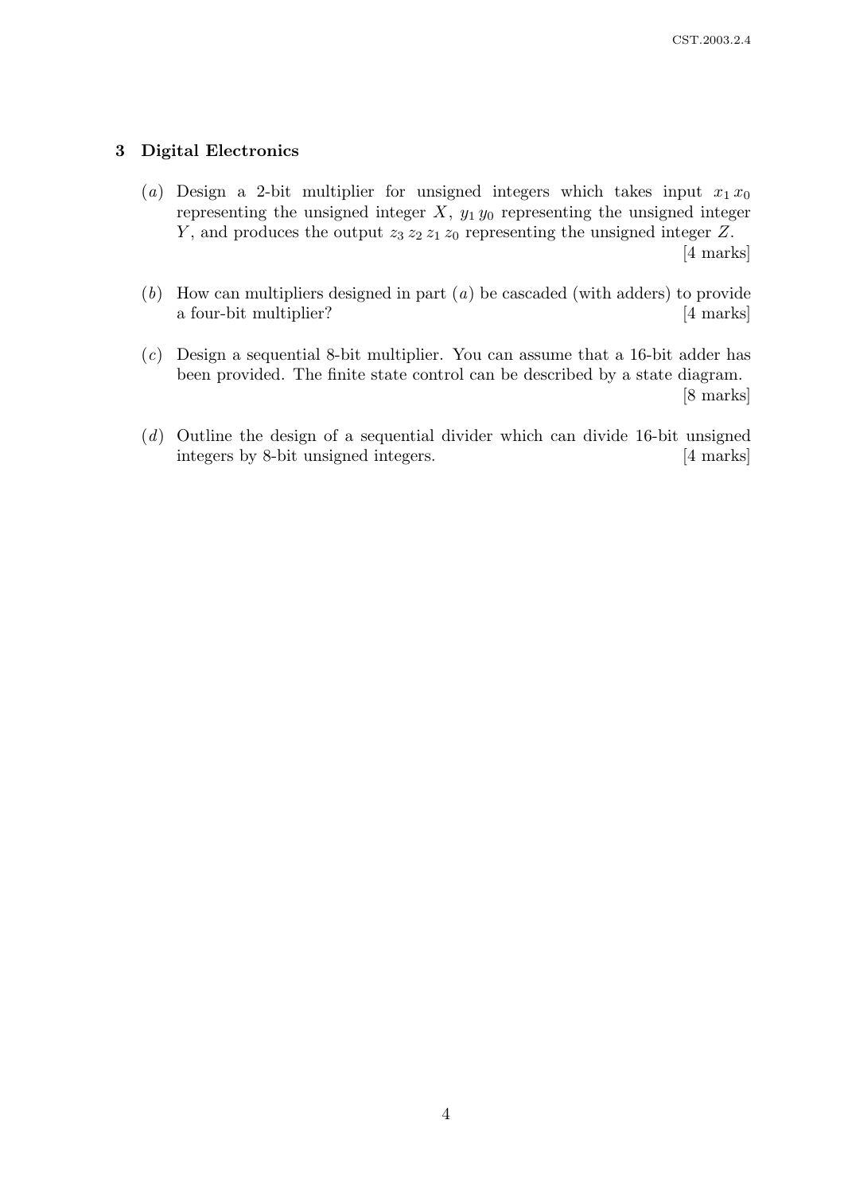## 3 Digital Electronics

(*a*) Design a 2-bit multiplier for unsigned integers which takes input $x_1\,x_0$ representing the unsigned integer $X$, $y_1\,y_0$ representing the unsigned integer $Y$, and produces the output $z_3\,z_2\,z_1\,z_0$ representing the unsigned integer $Z$. [4 marks]

(*b*) How can multipliers designed in part (*a*) be cascaded (with adders) to provide a four-bit multiplier? [4 marks]

(*c*) Design a sequential 8-bit multiplier. You can assume that a 16-bit adder has been provided. The finite state control can be described by a state diagram. [8 marks]

(*d*) Outline the design of a sequential divider which can divide 16-bit unsigned integers by 8-bit unsigned integers. [4 marks]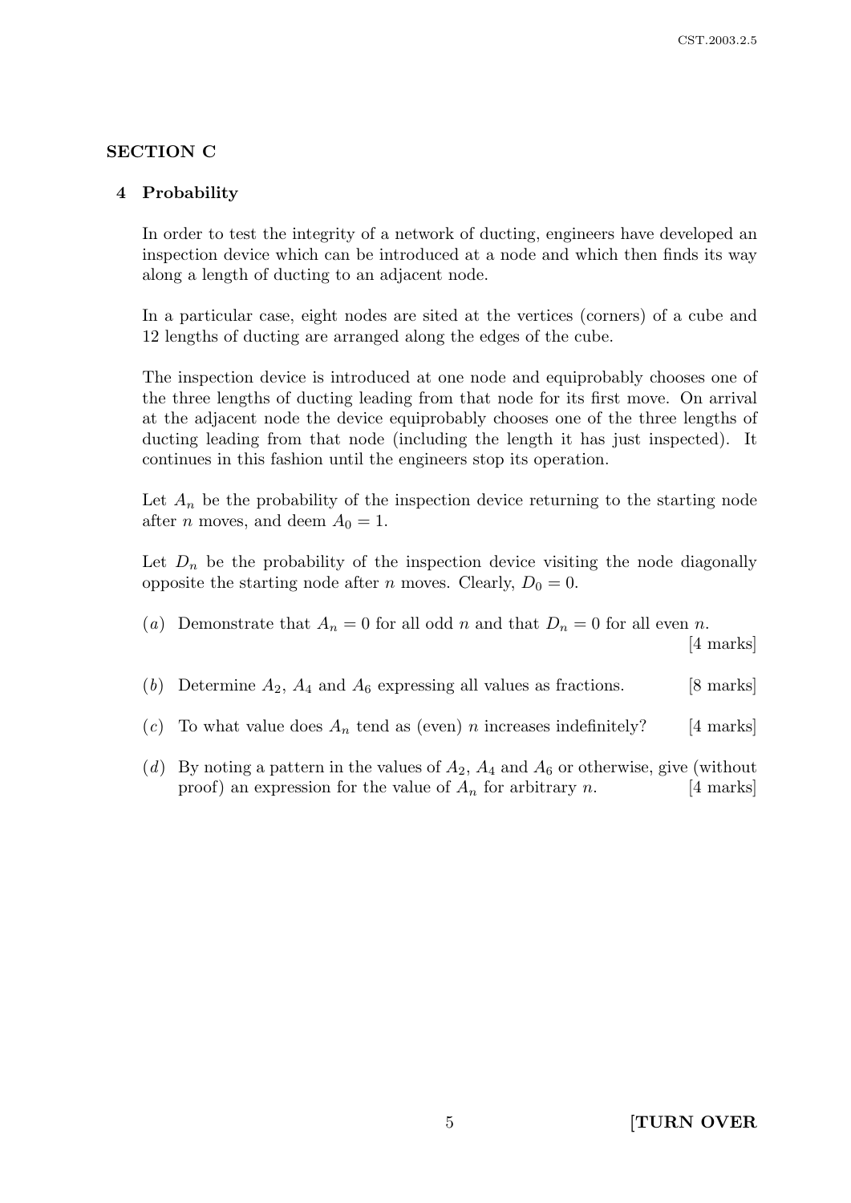## SECTION C

### 4 Probability

In order to test the integrity of a network of ducting, engineers have developed an inspection device which can be introduced at a node and which then finds its way along a length of ducting to an adjacent node.

In a particular case, eight nodes are sited at the vertices (corners) of a cube and 12 lengths of ducting are arranged along the edges of the cube.

The inspection device is introduced at one node and equiprobably chooses one of the three lengths of ducting leading from that node for its first move. On arrival at the adjacent node the device equiprobably chooses one of the three lengths of ducting leading from that node (including the length it has just inspected). It continues in this fashion until the engineers stop its operation.

Let $A_n$ be the probability of the inspection device returning to the starting node after $n$ moves, and deem $A_0 = 1$.

Let $D_n$ be the probability of the inspection device visiting the node diagonally opposite the starting node after $n$ moves. Clearly, $D_0 = 0$.

(*a*) Demonstrate that $A_n = 0$ for all odd $n$ and that $D_n = 0$ for all even $n$. [4 marks]

(*b*) Determine $A_2$, $A_4$ and $A_6$ expressing all values as fractions. [8 marks]

(*c*) To what value does $A_n$ tend as (even) $n$ increases indefinitely? [4 marks]

(*d*) By noting a pattern in the values of $A_2$, $A_4$ and $A_6$ or otherwise, give (without proof) an expression for the value of $A_n$ for arbitrary $n$. [4 marks]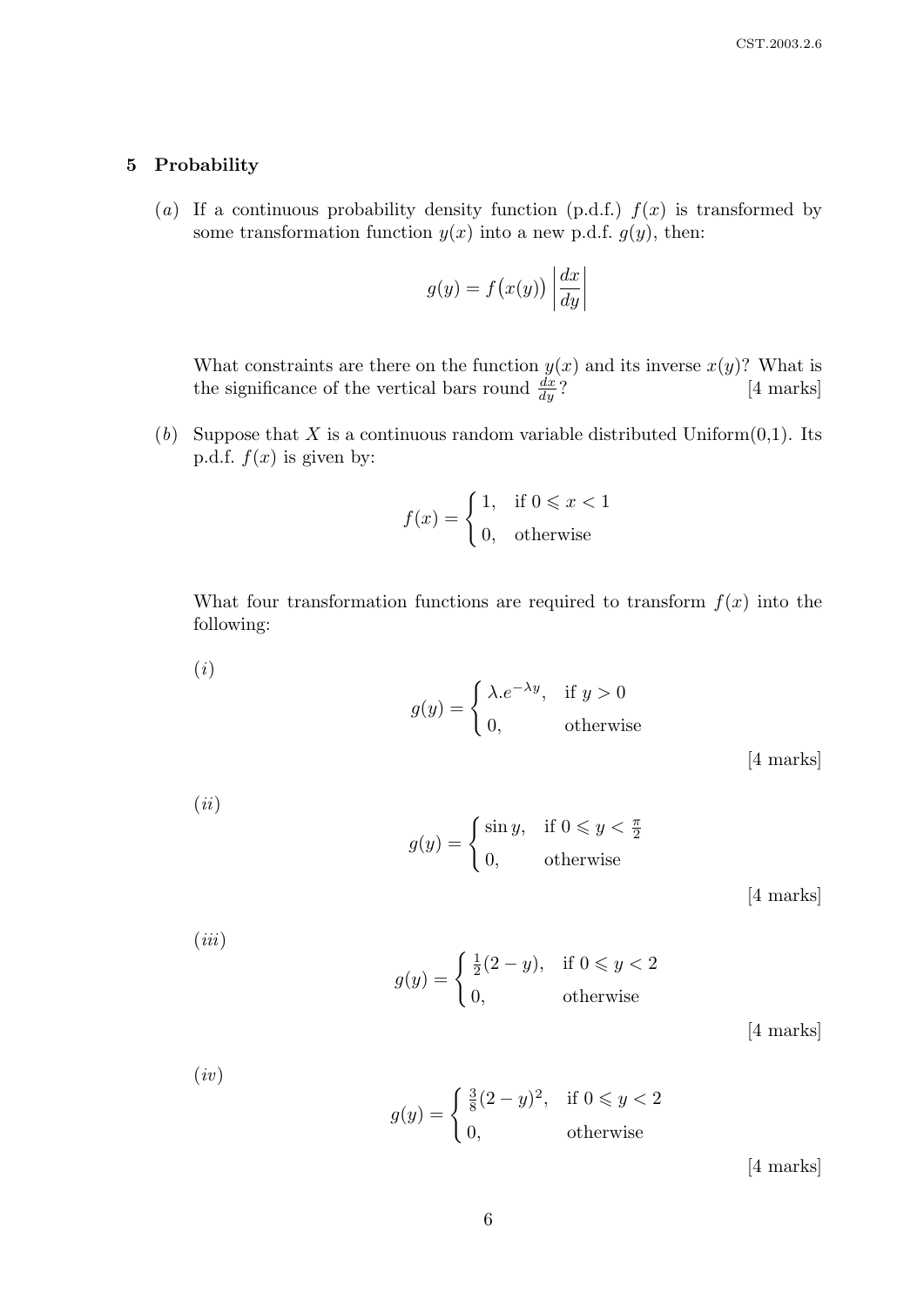## 5 Probability

(*a*) If a continuous probability density function (p.d.f.) $f(x)$ is transformed by some transformation function $y(x)$ into a new p.d.f. $g(y)$, then:

$$g(y) = f\big(x(y)\big) \left| \frac{dx}{dy} \right|$$

What constraints are there on the function $y(x)$ and its inverse $x(y)$? What is the significance of the vertical bars round $\frac{dx}{dy}$? [4 marks]

(*b*) Suppose that $X$ is a continuous random variable distributed Uniform(0,1). Its p.d.f. $f(x)$ is given by:

$$f(x) = \begin{cases} 1, & \text{if } 0 \leqslant x < 1 \\ 0, & \text{otherwise} \end{cases}$$

What four transformation functions are required to transform $f(x)$ into the following:

(*i*)

$$g(y) = \begin{cases} \lambda . e^{-\lambda y}, & \text{if } y > 0 \\ 0, & \text{otherwise} \end{cases}$$

[4 marks]

(*ii*)

$$g(y) = \begin{cases} \sin y, & \text{if } 0 \leqslant y < \frac{\pi}{2} \\ 0, & \text{otherwise} \end{cases}$$

[4 marks]

(*iii*)

$$g(y) = \begin{cases} \frac{1}{2}(2 - y), & \text{if } 0 \leqslant y < 2 \\ 0, & \text{otherwise} \end{cases}$$

[4 marks]

(*iv*)

$$g(y) = \begin{cases} \frac{3}{8}(2 - y)^2, & \text{if } 0 \leqslant y < 2 \\ 0, & \text{otherwise} \end{cases}$$

[4 marks]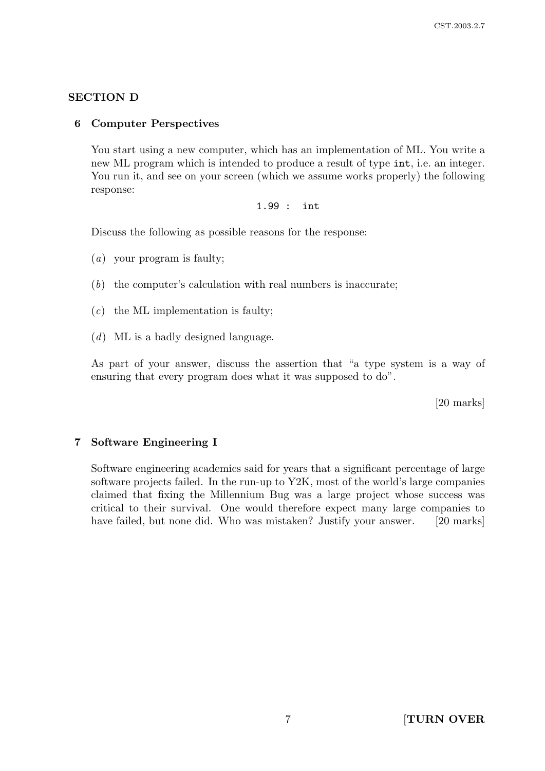## SECTION D

### 6 Computer Perspectives

You start using a new computer, which has an implementation of ML. You write a new ML program which is intended to produce a result of type `int`, i.e. an integer. You run it, and see on your screen (which we assume works properly) the following response:

```
1.99 :  int
```

Discuss the following as possible reasons for the response:

(*a*) your program is faulty;

(*b*) the computer's calculation with real numbers is inaccurate;

(*c*) the ML implementation is faulty;

(*d*) ML is a badly designed language.

As part of your answer, discuss the assertion that "a type system is a way of ensuring that every program does what it was supposed to do".

[20 marks]

### 7 Software Engineering I

Software engineering academics said for years that a significant percentage of large software projects failed. In the run-up to Y2K, most of the world's large companies claimed that fixing the Millennium Bug was a large project whose success was critical to their survival. One would therefore expect many large companies to have failed, but none did. Who was mistaken? Justify your answer. [20 marks]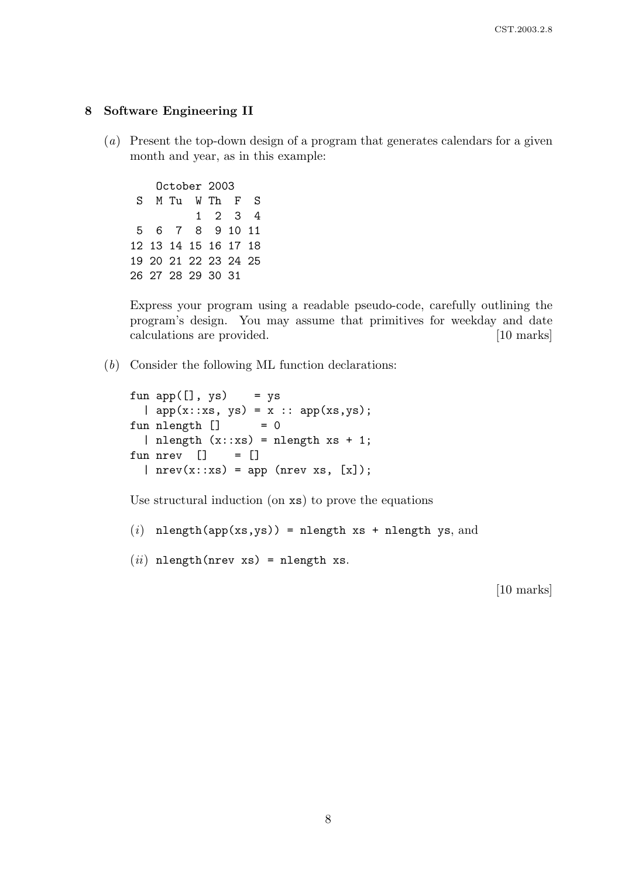## 8 Software Engineering II

(*a*) Present the top-down design of a program that generates calendars for a given month and year, as in this example:

```
   October 2003
 S  M Tu  W Th  F  S
          1  2  3  4
 5  6  7  8  9 10 11
12 13 14 15 16 17 18
19 20 21 22 23 24 25
26 27 28 29 30 31
```

Express your program using a readable pseudo-code, carefully outlining the program's design. You may assume that primitives for weekday and date calculations are provided. [10 marks]

(*b*) Consider the following ML function declarations:

```
fun app([], ys)    = ys
  | app(x::xs, ys) = x :: app(xs,ys);
fun nlength []      = 0
  | nlength (x::xs) = nlength xs + 1;
fun nrev  []    = []
  | nrev(x::xs) = app (nrev xs, [x]);
```

Use structural induction (on `xs`) to prove the equations

(*i*) `nlength(app(xs,ys)) = nlength xs + nlength ys`, and

(*ii*) `nlength(nrev xs) = nlength xs`.

[10 marks]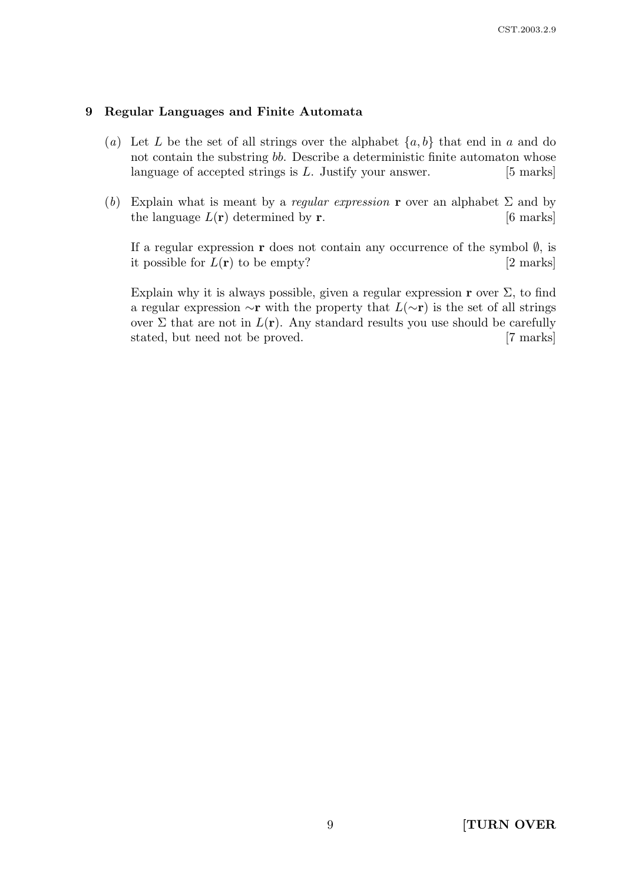## 9 Regular Languages and Finite Automata

(*a*) Let $L$ be the set of all strings over the alphabet $\{a, b\}$ that end in $a$ and do not contain the substring *bb*. Describe a deterministic finite automaton whose language of accepted strings is $L$. Justify your answer. [5 marks]

(*b*) Explain what is meant by a *regular expression* $\mathbf{r}$ over an alphabet $\Sigma$ and by the language $L(\mathbf{r})$ determined by $\mathbf{r}$. [6 marks]

If a regular expression $\mathbf{r}$ does not contain any occurrence of the symbol $\emptyset$, is it possible for $L(\mathbf{r})$ to be empty? [2 marks]

Explain why it is always possible, given a regular expression $\mathbf{r}$ over $\Sigma$, to find a regular expression $\sim\mathbf{r}$ with the property that $L(\sim\mathbf{r})$ is the set of all strings over $\Sigma$ that are not in $L(\mathbf{r})$. Any standard results you use should be carefully stated, but need not be proved. [7 marks]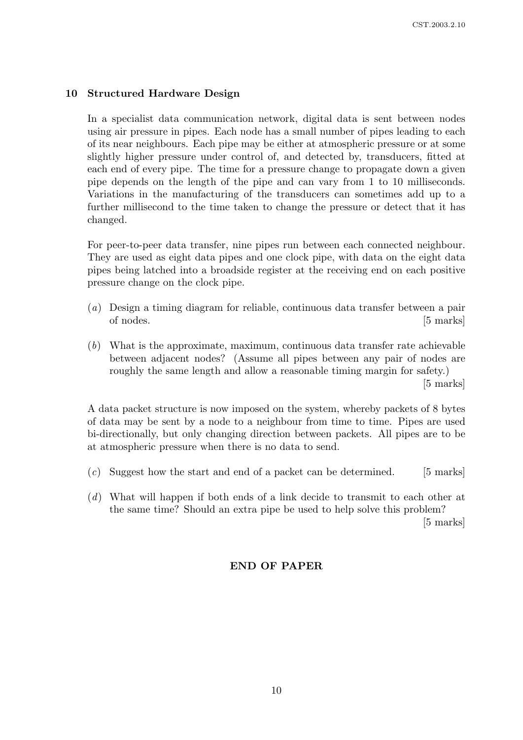## 10 Structured Hardware Design

In a specialist data communication network, digital data is sent between nodes using air pressure in pipes. Each node has a small number of pipes leading to each of its near neighbours. Each pipe may be either at atmospheric pressure or at some slightly higher pressure under control of, and detected by, transducers, fitted at each end of every pipe. The time for a pressure change to propagate down a given pipe depends on the length of the pipe and can vary from 1 to 10 milliseconds. Variations in the manufacturing of the transducers can sometimes add up to a further millisecond to the time taken to change the pressure or detect that it has changed.

For peer-to-peer data transfer, nine pipes run between each connected neighbour. They are used as eight data pipes and one clock pipe, with data on the eight data pipes being latched into a broadside register at the receiving end on each positive pressure change on the clock pipe.

(*a*) Design a timing diagram for reliable, continuous data transfer between a pair of nodes. [5 marks]

(*b*) What is the approximate, maximum, continuous data transfer rate achievable between adjacent nodes? (Assume all pipes between any pair of nodes are roughly the same length and allow a reasonable timing margin for safety.) [5 marks]

A data packet structure is now imposed on the system, whereby packets of 8 bytes of data may be sent by a node to a neighbour from time to time. Pipes are used bi-directionally, but only changing direction between packets. All pipes are to be at atmospheric pressure when there is no data to send.

(*c*) Suggest how the start and end of a packet can be determined. [5 marks]

(*d*) What will happen if both ends of a link decide to transmit to each other at the same time? Should an extra pipe be used to help solve this problem? [5 marks]

**END OF PAPER**